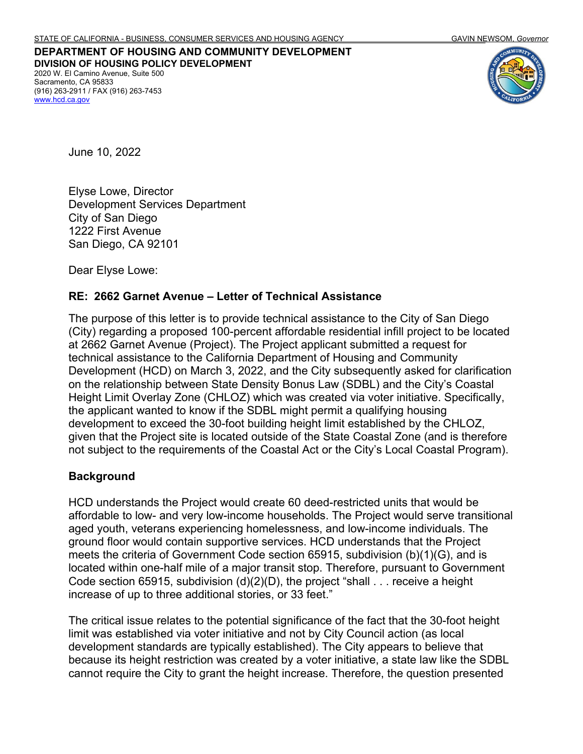STATE OF CALIFORNIA - BUSINESS, CONSUMER SERVICES AND HOUSING AGENCY GAVIN NEWSOM, *Governor*

**DEPARTMENT OF HOUSING AND COMMUNITY DEVELOPMENT**
**DIVISION OF HOUSING POLICY DEVELOPMENT**
2020 W. El Camino Avenue, Suite 500
Sacramento, CA 95833
(916) 263-2911 / FAX (916) 263-7453
www.hcd.ca.gov

June 10, 2022

Elyse Lowe, Director
Development Services Department
City of San Diego
1222 First Avenue
San Diego, CA 92101

Dear Elyse Lowe:

**RE: 2662 Garnet Avenue – Letter of Technical Assistance**

The purpose of this letter is to provide technical assistance to the City of San Diego (City) regarding a proposed 100-percent affordable residential infill project to be located at 2662 Garnet Avenue (Project). The Project applicant submitted a request for technical assistance to the California Department of Housing and Community Development (HCD) on March 3, 2022, and the City subsequently asked for clarification on the relationship between State Density Bonus Law (SDBL) and the City's Coastal Height Limit Overlay Zone (CHLOZ) which was created via voter initiative. Specifically, the applicant wanted to know if the SDBL might permit a qualifying housing development to exceed the 30-foot building height limit established by the CHLOZ, given that the Project site is located outside of the State Coastal Zone (and is therefore not subject to the requirements of the Coastal Act or the City's Local Coastal Program).

## Background

HCD understands the Project would create 60 deed-restricted units that would be affordable to low- and very low-income households. The Project would serve transitional aged youth, veterans experiencing homelessness, and low-income individuals. The ground floor would contain supportive services. HCD understands that the Project meets the criteria of Government Code section 65915, subdivision (b)(1)(G), and is located within one-half mile of a major transit stop. Therefore, pursuant to Government Code section 65915, subdivision (d)(2)(D), the project "shall . . . receive a height increase of up to three additional stories, or 33 feet."

The critical issue relates to the potential significance of the fact that the 30-foot height limit was established via voter initiative and not by City Council action (as local development standards are typically established). The City appears to believe that because its height restriction was created by a voter initiative, a state law like the SDBL cannot require the City to grant the height increase. Therefore, the question presented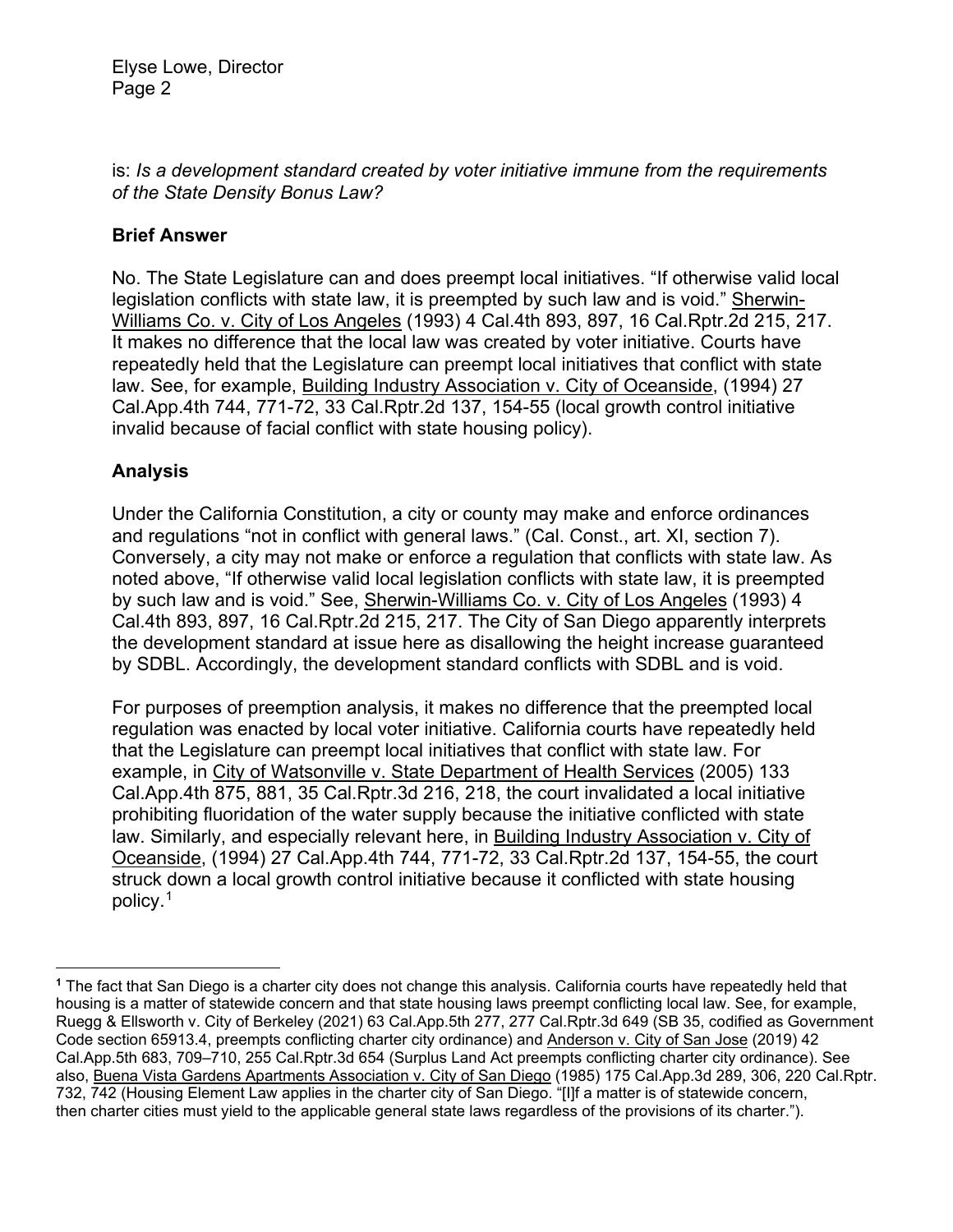is: *Is a development standard created by voter initiative immune from the requirements of the State Density Bonus Law?*

**Brief Answer**

No. The State Legislature can and does preempt local initiatives. "If otherwise valid local legislation conflicts with state law, it is preempted by such law and is void." Sherwin-Williams Co. v. City of Los Angeles (1993) 4 Cal.4th 893, 897, 16 Cal.Rptr.2d 215, 217. It makes no difference that the local law was created by voter initiative. Courts have repeatedly held that the Legislature can preempt local initiatives that conflict with state law. See, for example, Building Industry Association v. City of Oceanside, (1994) 27 Cal.App.4th 744, 771-72, 33 Cal.Rptr.2d 137, 154-55 (local growth control initiative invalid because of facial conflict with state housing policy).

**Analysis**

Under the California Constitution, a city or county may make and enforce ordinances and regulations "not in conflict with general laws." (Cal. Const., art. XI, section 7). Conversely, a city may not make or enforce a regulation that conflicts with state law. As noted above, "If otherwise valid local legislation conflicts with state law, it is preempted by such law and is void." See, Sherwin-Williams Co. v. City of Los Angeles (1993) 4 Cal.4th 893, 897, 16 Cal.Rptr.2d 215, 217. The City of San Diego apparently interprets the development standard at issue here as disallowing the height increase guaranteed by SDBL. Accordingly, the development standard conflicts with SDBL and is void.

For purposes of preemption analysis, it makes no difference that the preempted local regulation was enacted by local voter initiative. California courts have repeatedly held that the Legislature can preempt local initiatives that conflict with state law. For example, in City of Watsonville v. State Department of Health Services (2005) 133 Cal.App.4th 875, 881, 35 Cal.Rptr.3d 216, 218, the court invalidated a local initiative prohibiting fluoridation of the water supply because the initiative conflicted with state law. Similarly, and especially relevant here, in Building Industry Association v. City of Oceanside, (1994) 27 Cal.App.4th 744, 771-72, 33 Cal.Rptr.2d 137, 154-55, the court struck down a local growth control initiative because it conflicted with state housing policy.[1]

---

[1] The fact that San Diego is a charter city does not change this analysis. California courts have repeatedly held that housing is a matter of statewide concern and that state housing laws preempt conflicting local law. See, for example, Ruegg & Ellsworth v. City of Berkeley (2021) 63 Cal.App.5th 277, 277 Cal.Rptr.3d 649 (SB 35, codified as Government Code section 65913.4, preempts conflicting charter city ordinance) and Anderson v. City of San Jose (2019) 42 Cal.App.5th 683, 709–710, 255 Cal.Rptr.3d 654 (Surplus Land Act preempts conflicting charter city ordinance). See also, Buena Vista Gardens Apartments Association v. City of San Diego (1985) 175 Cal.App.3d 289, 306, 220 Cal.Rptr. 732, 742 (Housing Element Law applies in the charter city of San Diego. "[I]f a matter is of statewide concern, then charter cities must yield to the applicable general state laws regardless of the provisions of its charter.").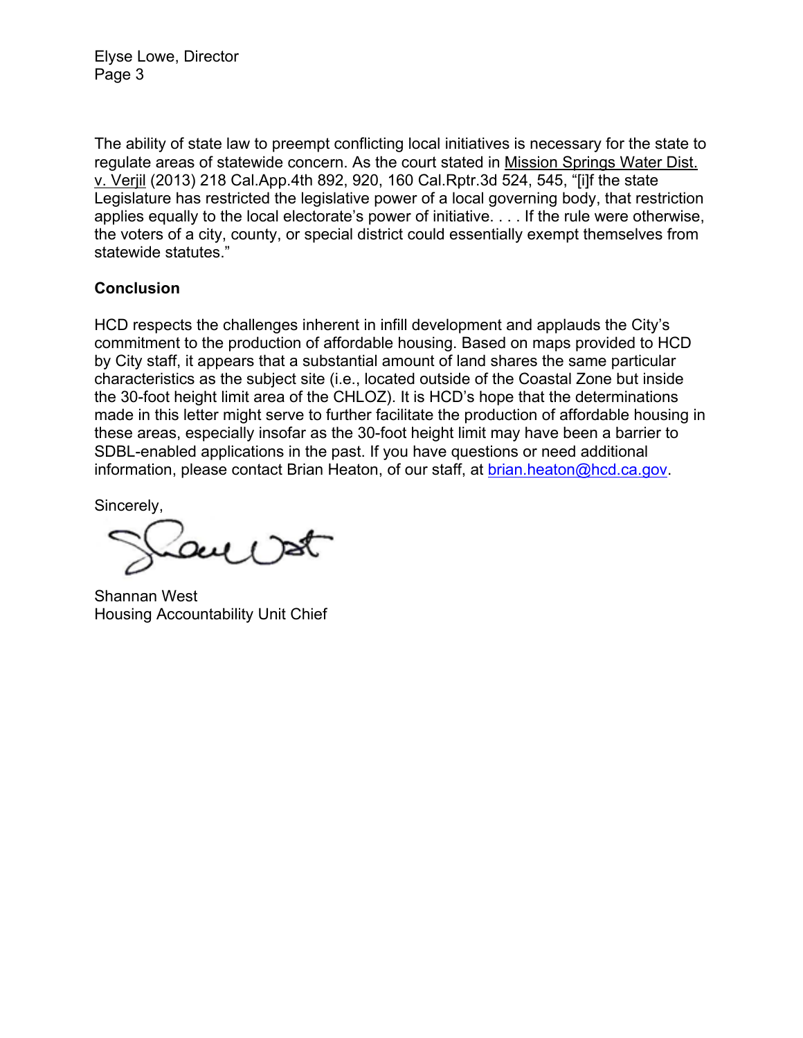The ability of state law to preempt conflicting local initiatives is necessary for the state to regulate areas of statewide concern. As the court stated in Mission Springs Water Dist. v. Verjil (2013) 218 Cal.App.4th 892, 920, 160 Cal.Rptr.3d 524, 545, "[i]f the state Legislature has restricted the legislative power of a local governing body, that restriction applies equally to the local electorate's power of initiative. . . . If the rule were otherwise, the voters of a city, county, or special district could essentially exempt themselves from statewide statutes."

**Conclusion**

HCD respects the challenges inherent in infill development and applauds the City's commitment to the production of affordable housing. Based on maps provided to HCD by City staff, it appears that a substantial amount of land shares the same particular characteristics as the subject site (i.e., located outside of the Coastal Zone but inside the 30-foot height limit area of the CHLOZ). It is HCD's hope that the determinations made in this letter might serve to further facilitate the production of affordable housing in these areas, especially insofar as the 30-foot height limit may have been a barrier to SDBL-enabled applications in the past. If you have questions or need additional information, please contact Brian Heaton, of our staff, at brian.heaton@hcd.ca.gov.

Sincerely,

Shannan West
Housing Accountability Unit Chief